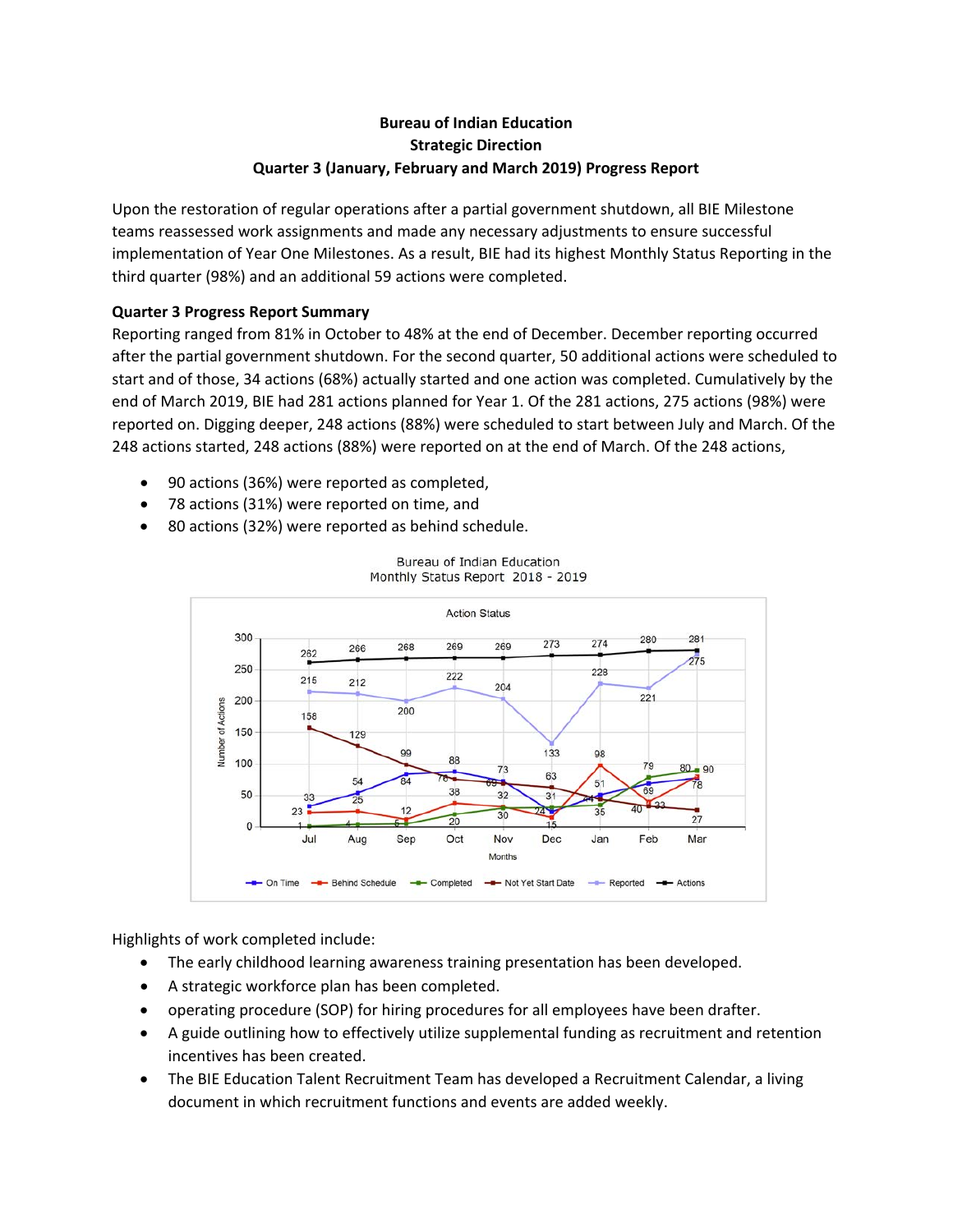**Bureau of Indian Education**

**Strategic Direction**

**Quarter 3 (January, February and March 2019) Progress Report**

Upon the restoration of regular operations after a partial government shutdown, all BIE Milestone teams reassessed work assignments and made any necessary adjustments to ensure successful implementation of Year One Milestones. As a result, BIE had its highest Monthly Status Reporting in the third quarter (98%) and an additional 59 actions were completed.

**Quarter 3 Progress Report Summary**

Reporting ranged from 81% in October to 48% at the end of December. December reporting occurred after the partial government shutdown. For the second quarter, 50 additional actions were scheduled to start and of those, 34 actions (68%) actually started and one action was completed. Cumulatively by the end of March 2019, BIE had 281 actions planned for Year 1. Of the 281 actions, 275 actions (98%) were reported on. Digging deeper, 248 actions (88%) were scheduled to start between July and March. Of the 248 actions started, 248 actions (88%) were reported on at the end of March. Of the 248 actions,

- 90 actions (36%) were reported as completed,
- 78 actions (31%) were reported on time, and
- 80 actions (32%) were reported as behind schedule.

Bureau of Indian Education
Monthly Status Report 2018 - 2019

Action Status

| Months | On Time | Behind Schedule | Completed | Not Yet Start Date | Reported | Actions |
|---|---|---|---|---|---|---|
| Jul | 33 | 23 | 1 | 158 | 215 | 262 |
| Aug | 54 | 25 | 4 | 129 | 212 | 266 |
| Sep | 84 | 12 | 5 | 99 | 200 | 268 |
| Oct | 88 | 38 | 20 | 76 | 222 | 269 |
| Nov | 73 | 32 | 30 | 69 | 204 | 269 |
| Dec | 24 | 15 | 31 | 63 | 133 | 273 |
| Jan | 51 | 98 | 35 | 44 | 228 | 274 |
| Feb | 69 | 40 | 79 | 33 | 221 | 280 |
| Mar | 78 | 80 | 90 | 27 | 275 | 281 |

Highlights of work completed include:

- The early childhood learning awareness training presentation has been developed.
- A strategic workforce plan has been completed.
- operating procedure (SOP) for hiring procedures for all employees have been drafter.
- A guide outlining how to effectively utilize supplemental funding as recruitment and retention incentives has been created.
- The BIE Education Talent Recruitment Team has developed a Recruitment Calendar, a living document in which recruitment functions and events are added weekly.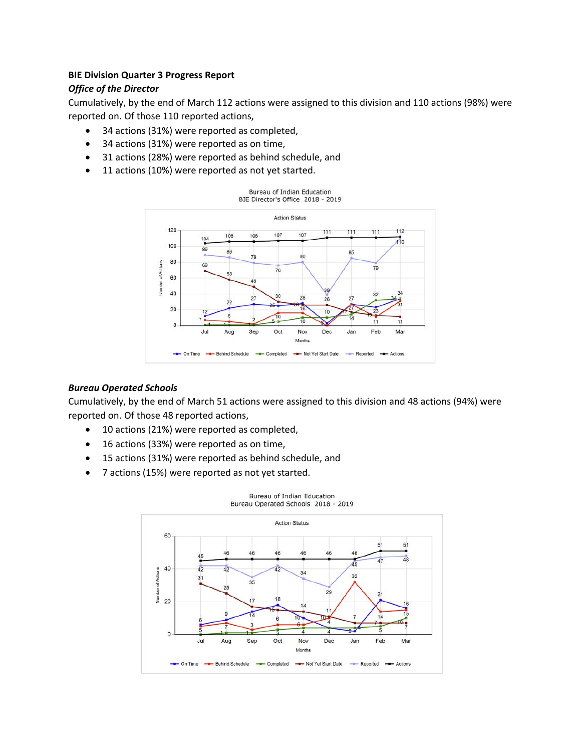**BIE Division Quarter 3 Progress Report**

***Office of the Director***

Cumulatively, by the end of March 112 actions were assigned to this division and 110 actions (98%) were reported on. Of those 110 reported actions,

- 34 actions (31%) were reported as completed,
- 34 actions (31%) were reported as on time,
- 31 actions (28%) were reported as behind schedule, and
- 11 actions (10%) were reported as not yet started.

***Bureau Operated Schools***

Cumulatively, by the end of March 51 actions were assigned to this division and 48 actions (94%) were reported on. Of those 48 reported actions,

- 10 actions (21%) were reported as completed,
- 16 actions (33%) were reported as on time,
- 15 actions (31%) were reported as behind schedule, and
- 7 actions (15%) were reported as not yet started.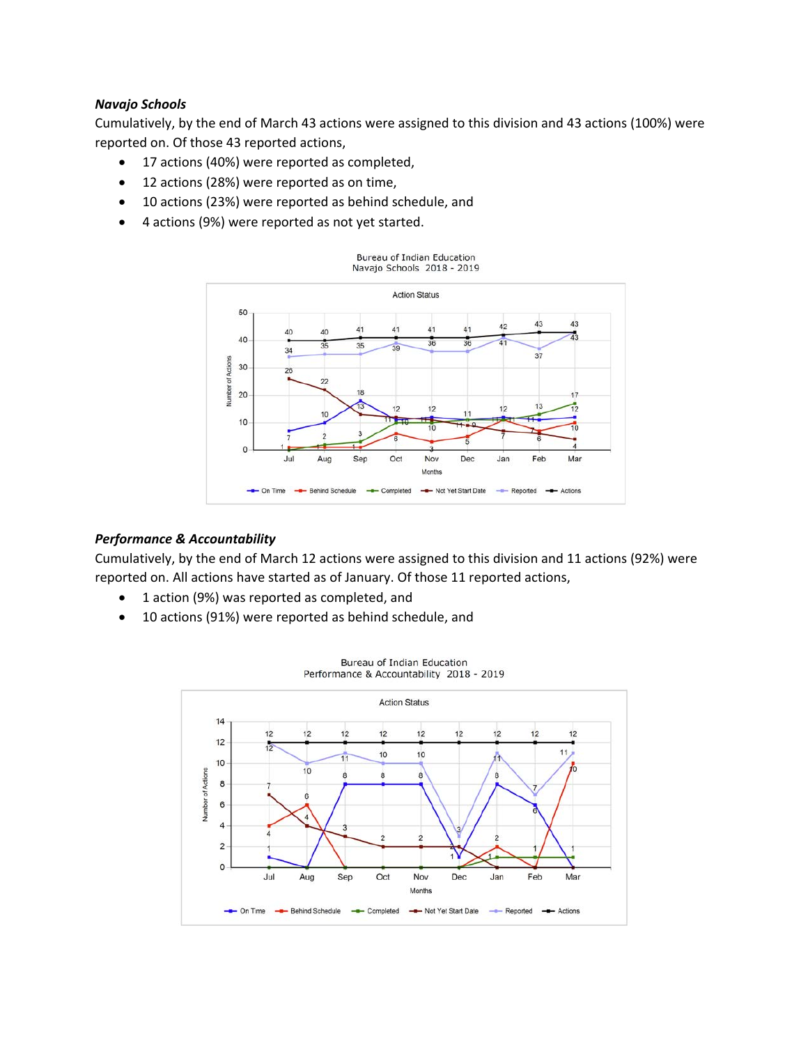### *Navajo Schools*

Cumulatively, by the end of March 43 actions were assigned to this division and 43 actions (100%) were reported on. Of those 43 reported actions,

- 17 actions (40%) were reported as completed,
- 12 actions (28%) were reported as on time,
- 10 actions (23%) were reported as behind schedule, and
- 4 actions (9%) were reported as not yet started.

### *Performance & Accountability*

Cumulatively, by the end of March 12 actions were assigned to this division and 11 actions (92%) were reported on. All actions have started as of January. Of those 11 reported actions,

- 1 action (9%) was reported as completed, and
- 10 actions (91%) were reported as behind schedule, and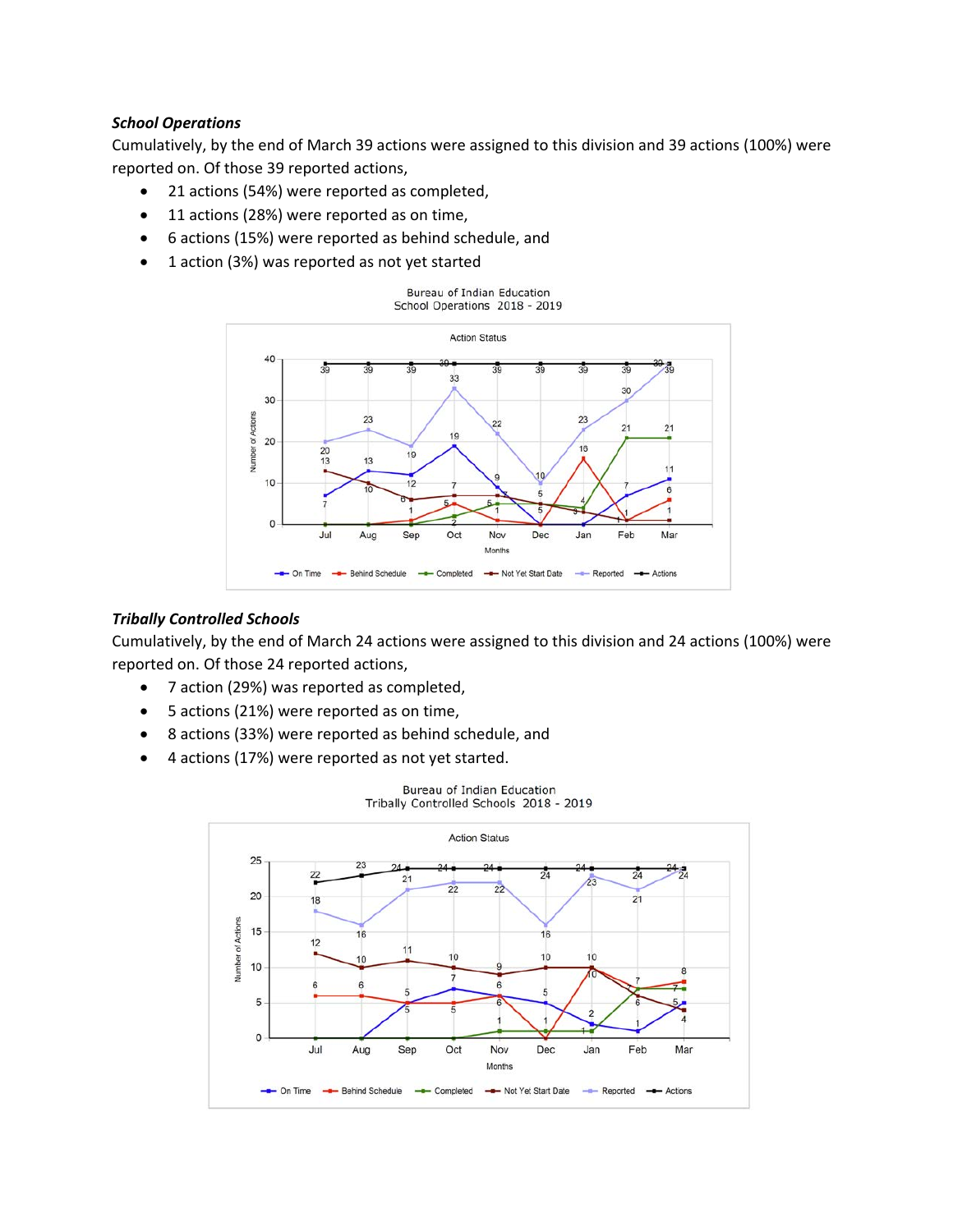***School Operations***

Cumulatively, by the end of March 39 actions were assigned to this division and 39 actions (100%) were reported on. Of those 39 reported actions,

- 21 actions (54%) were reported as completed,
- 11 actions (28%) were reported as on time,
- 6 actions (15%) were reported as behind schedule, and
- 1 action (3%) was reported as not yet started

Bureau of Indian Education
School Operations 2018 - 2019

Action Status

Number of Actions

Months

Jul Aug Sep Oct Nov Dec Jan Feb Mar

On Time, Behind Schedule, Completed, Not Yet Start Date, Reported, Actions

***Tribally Controlled Schools***

Cumulatively, by the end of March 24 actions were assigned to this division and 24 actions (100%) were reported on. Of those 24 reported actions,

- 7 action (29%) was reported as completed,
- 5 actions (21%) were reported as on time,
- 8 actions (33%) were reported as behind schedule, and
- 4 actions (17%) were reported as not yet started.

Bureau of Indian Education
Tribally Controlled Schools 2018 - 2019

Action Status

Number of Actions

Months

Jul Aug Sep Oct Nov Dec Jan Feb Mar

On Time, Behind Schedule, Completed, Not Yet Start Date, Reported, Actions